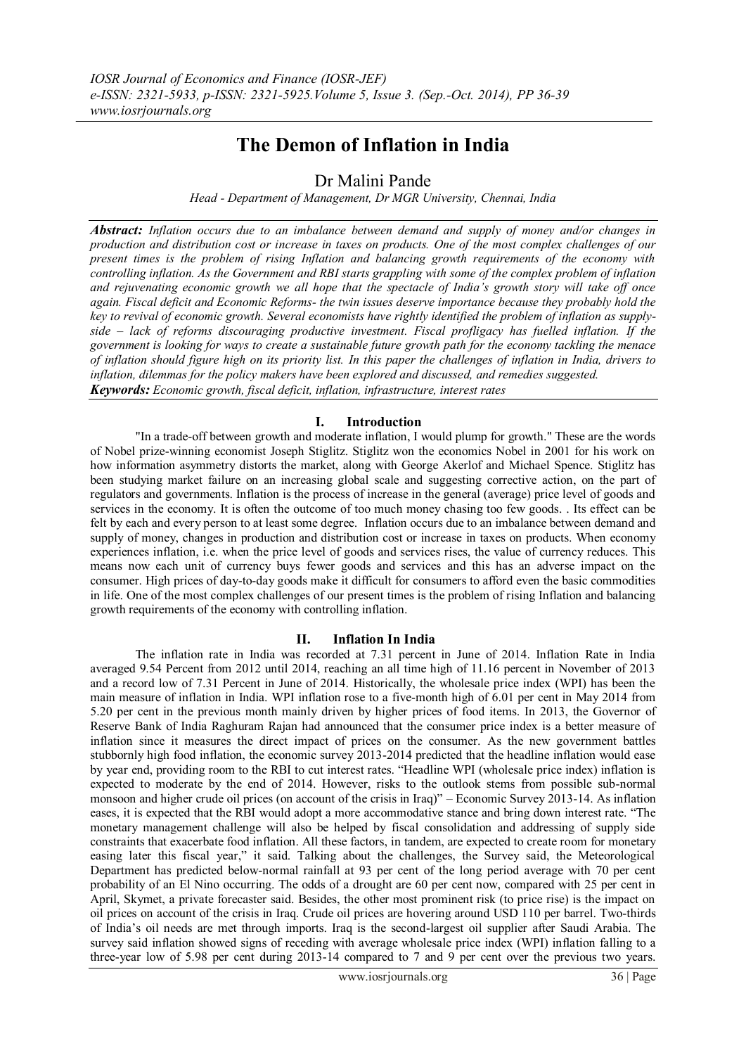# The Demon of Inflation in India

## Dr Malini Pande

*Head - Department of Management, Dr MGR University, Chennai, India*

***Abstract:*** *Inflation occurs due to an imbalance between demand and supply of money and/or changes in production and distribution cost or increase in taxes on products. One of the most complex challenges of our present times is the problem of rising Inflation and balancing growth requirements of the economy with controlling inflation. As the Government and RBI starts grappling with some of the complex problem of inflation and rejuvenating economic growth we all hope that the spectacle of India's growth story will take off once again. Fiscal deficit and Economic Reforms- the twin issues deserve importance because they probably hold the key to revival of economic growth. Several economists have rightly identified the problem of inflation as supply-side – lack of reforms discouraging productive investment. Fiscal profligacy has fuelled inflation. If the government is looking for ways to create a sustainable future growth path for the economy tackling the menace of inflation should figure high on its priority list. In this paper the challenges of inflation in India, drivers to inflation, dilemmas for the policy makers have been explored and discussed, and remedies suggested.*

***Keywords:*** *Economic growth, fiscal deficit, inflation, infrastructure, interest rates*

## I. Introduction

"In a trade-off between growth and moderate inflation, I would plump for growth." These are the words of Nobel prize-winning economist Joseph Stiglitz. Stiglitz won the economics Nobel in 2001 for his work on how information asymmetry distorts the market, along with George Akerlof and Michael Spence. Stiglitz has been studying market failure on an increasing global scale and suggesting corrective action, on the part of regulators and governments. Inflation is the process of increase in the general (average) price level of goods and services in the economy. It is often the outcome of too much money chasing too few goods. . Its effect can be felt by each and every person to at least some degree. Inflation occurs due to an imbalance between demand and supply of money, changes in production and distribution cost or increase in taxes on products. When economy experiences inflation, i.e. when the price level of goods and services rises, the value of currency reduces. This means now each unit of currency buys fewer goods and services and this has an adverse impact on the consumer. High prices of day-to-day goods make it difficult for consumers to afford even the basic commodities in life. One of the most complex challenges of our present times is the problem of rising Inflation and balancing growth requirements of the economy with controlling inflation.

## II. Inflation In India

The inflation rate in India was recorded at 7.31 percent in June of 2014. Inflation Rate in India averaged 9.54 Percent from 2012 until 2014, reaching an all time high of 11.16 percent in November of 2013 and a record low of 7.31 Percent in June of 2014. Historically, the wholesale price index (WPI) has been the main measure of inflation in India. WPI inflation rose to a five-month high of 6.01 per cent in May 2014 from 5.20 per cent in the previous month mainly driven by higher prices of food items. In 2013, the Governor of Reserve Bank of India Raghuram Rajan had announced that the consumer price index is a better measure of inflation since it measures the direct impact of prices on the consumer. As the new government battles stubbornly high food inflation, the economic survey 2013-2014 predicted that the headline inflation would ease by year end, providing room to the RBI to cut interest rates. "Headline WPI (wholesale price index) inflation is expected to moderate by the end of 2014. However, risks to the outlook stems from possible sub-normal monsoon and higher crude oil prices (on account of the crisis in Iraq)" – Economic Survey 2013-14. As inflation eases, it is expected that the RBI would adopt a more accommodative stance and bring down interest rate. "The monetary management challenge will also be helped by fiscal consolidation and addressing of supply side constraints that exacerbate food inflation. All these factors, in tandem, are expected to create room for monetary easing later this fiscal year," it said. Talking about the challenges, the Survey said, the Meteorological Department has predicted below-normal rainfall at 93 per cent of the long period average with 70 per cent probability of an El Nino occurring. The odds of a drought are 60 per cent now, compared with 25 per cent in April, Skymet, a private forecaster said. Besides, the other most prominent risk (to price rise) is the impact on oil prices on account of the crisis in Iraq. Crude oil prices are hovering around USD 110 per barrel. Two-thirds of India's oil needs are met through imports. Iraq is the second-largest oil supplier after Saudi Arabia. The survey said inflation showed signs of receding with average wholesale price index (WPI) inflation falling to a three-year low of 5.98 per cent during 2013-14 compared to 7 and 9 per cent over the previous two years.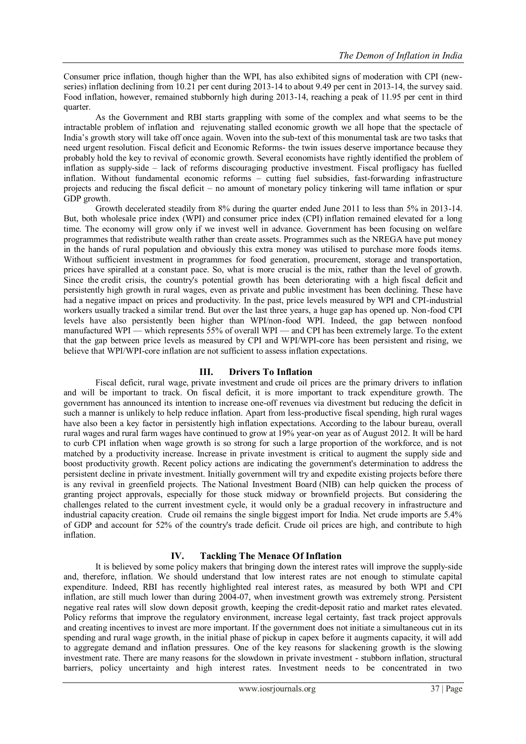Consumer price inflation, though higher than the WPI, has also exhibited signs of moderation with CPI (new-series) inflation declining from 10.21 per cent during 2013-14 to about 9.49 per cent in 2013-14, the survey said. Food inflation, however, remained stubbornly high during 2013-14, reaching a peak of 11.95 per cent in third quarter.

As the Government and RBI starts grappling with some of the complex and what seems to be the intractable problem of inflation and rejuvenating stalled economic growth we all hope that the spectacle of India's growth story will take off once again. Woven into the sub-text of this monumental task are two tasks that need urgent resolution. Fiscal deficit and Economic Reforms- the twin issues deserve importance because they probably hold the key to revival of economic growth. Several economists have rightly identified the problem of inflation as supply-side – lack of reforms discouraging productive investment. Fiscal profligacy has fuelled inflation. Without fundamental economic reforms – cutting fuel subsidies, fast-forwarding infrastructure projects and reducing the fiscal deficit – no amount of monetary policy tinkering will tame inflation or spur GDP growth.

Growth decelerated steadily from 8% during the quarter ended June 2011 to less than 5% in 2013-14. But, both wholesale price index (WPI) and consumer price index (CPI) inflation remained elevated for a long time. The economy will grow only if we invest well in advance. Government has been focusing on welfare programmes that redistribute wealth rather than create assets. Programmes such as the NREGA have put money in the hands of rural population and obviously this extra money was utilised to purchase more foods items. Without sufficient investment in programmes for food generation, procurement, storage and transportation, prices have spiralled at a constant pace. So, what is more crucial is the mix, rather than the level of growth. Since the credit crisis, the country's potential growth has been deteriorating with a high fiscal deficit and persistently high growth in rural wages, even as private and public investment has been declining. These have had a negative impact on prices and productivity. In the past, price levels measured by WPI and CPI-industrial workers usually tracked a similar trend. But over the last three years, a huge gap has opened up. Non-food CPI levels have also persistently been higher than WPI/non-food WPI. Indeed, the gap between nonfood manufactured WPI — which represents 55% of overall WPI — and CPI has been extremely large. To the extent that the gap between price levels as measured by CPI and WPI/WPI-core has been persistent and rising, we believe that WPI/WPI-core inflation are not sufficient to assess inflation expectations.

## III. Drivers To Inflation

Fiscal deficit, rural wage, private investment and crude oil prices are the primary drivers to inflation and will be important to track. On fiscal deficit, it is more important to track expenditure growth. The government has announced its intention to increase one-off revenues via divestment but reducing the deficit in such a manner is unlikely to help reduce inflation. Apart from less-productive fiscal spending, high rural wages have also been a key factor in persistently high inflation expectations. According to the labour bureau, overall rural wages and rural farm wages have continued to grow at 19% year-on year as of August 2012. It will be hard to curb CPI inflation when wage growth is so strong for such a large proportion of the workforce, and is not matched by a productivity increase. Increase in private investment is critical to augment the supply side and boost productivity growth. Recent policy actions are indicating the government's determination to address the persistent decline in private investment. Initially government will try and expedite existing projects before there is any revival in greenfield projects. The National Investment Board (NIB) can help quicken the process of granting project approvals, especially for those stuck midway or brownfield projects. But considering the challenges related to the current investment cycle, it would only be a gradual recovery in infrastructure and industrial capacity creation. Crude oil remains the single biggest import for India. Net crude imports are 5.4% of GDP and account for 52% of the country's trade deficit. Crude oil prices are high, and contribute to high inflation.

## IV. Tackling The Menace Of Inflation

It is believed by some policy makers that bringing down the interest rates will improve the supply-side and, therefore, inflation. We should understand that low interest rates are not enough to stimulate capital expenditure. Indeed, RBI has recently highlighted real interest rates, as measured by both WPI and CPI inflation, are still much lower than during 2004-07, when investment growth was extremely strong. Persistent negative real rates will slow down deposit growth, keeping the credit-deposit ratio and market rates elevated. Policy reforms that improve the regulatory environment, increase legal certainty, fast track project approvals and creating incentives to invest are more important. If the government does not initiate a simultaneous cut in its spending and rural wage growth, in the initial phase of pickup in capex before it augments capacity, it will add to aggregate demand and inflation pressures. One of the key reasons for slackening growth is the slowing investment rate. There are many reasons for the slowdown in private investment - stubborn inflation, structural barriers, policy uncertainty and high interest rates. Investment needs to be concentrated in two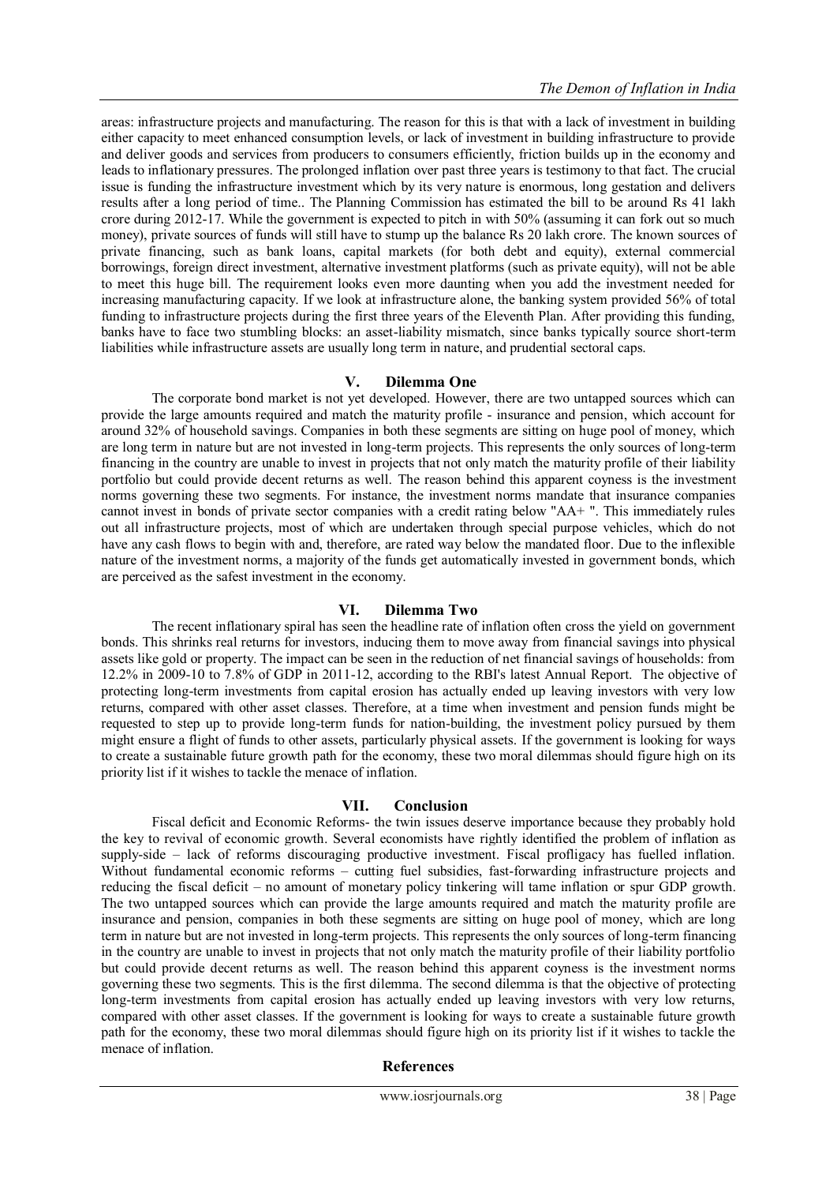areas: infrastructure projects and manufacturing. The reason for this is that with a lack of investment in building either capacity to meet enhanced consumption levels, or lack of investment in building infrastructure to provide and deliver goods and services from producers to consumers efficiently, friction builds up in the economy and leads to inflationary pressures. The prolonged inflation over past three years is testimony to that fact. The crucial issue is funding the infrastructure investment which by its very nature is enormous, long gestation and delivers results after a long period of time.. The Planning Commission has estimated the bill to be around Rs 41 lakh crore during 2012-17. While the government is expected to pitch in with 50% (assuming it can fork out so much money), private sources of funds will still have to stump up the balance Rs 20 lakh crore. The known sources of private financing, such as bank loans, capital markets (for both debt and equity), external commercial borrowings, foreign direct investment, alternative investment platforms (such as private equity), will not be able to meet this huge bill. The requirement looks even more daunting when you add the investment needed for increasing manufacturing capacity. If we look at infrastructure alone, the banking system provided 56% of total funding to infrastructure projects during the first three years of the Eleventh Plan. After providing this funding, banks have to face two stumbling blocks: an asset-liability mismatch, since banks typically source short-term liabilities while infrastructure assets are usually long term in nature, and prudential sectoral caps.

## V. Dilemma One

The corporate bond market is not yet developed. However, there are two untapped sources which can provide the large amounts required and match the maturity profile - insurance and pension, which account for around 32% of household savings. Companies in both these segments are sitting on huge pool of money, which are long term in nature but are not invested in long-term projects. This represents the only sources of long-term financing in the country are unable to invest in projects that not only match the maturity profile of their liability portfolio but could provide decent returns as well. The reason behind this apparent coyness is the investment norms governing these two segments. For instance, the investment norms mandate that insurance companies cannot invest in bonds of private sector companies with a credit rating below "AA+ ". This immediately rules out all infrastructure projects, most of which are undertaken through special purpose vehicles, which do not have any cash flows to begin with and, therefore, are rated way below the mandated floor. Due to the inflexible nature of the investment norms, a majority of the funds get automatically invested in government bonds, which are perceived as the safest investment in the economy.

## VI. Dilemma Two

The recent inflationary spiral has seen the headline rate of inflation often cross the yield on government bonds. This shrinks real returns for investors, inducing them to move away from financial savings into physical assets like gold or property. The impact can be seen in the reduction of net financial savings of households: from 12.2% in 2009-10 to 7.8% of GDP in 2011-12, according to the RBI's latest Annual Report. The objective of protecting long-term investments from capital erosion has actually ended up leaving investors with very low returns, compared with other asset classes. Therefore, at a time when investment and pension funds might be requested to step up to provide long-term funds for nation-building, the investment policy pursued by them might ensure a flight of funds to other assets, particularly physical assets. If the government is looking for ways to create a sustainable future growth path for the economy, these two moral dilemmas should figure high on its priority list if it wishes to tackle the menace of inflation.

## VII. Conclusion

Fiscal deficit and Economic Reforms- the twin issues deserve importance because they probably hold the key to revival of economic growth. Several economists have rightly identified the problem of inflation as supply-side – lack of reforms discouraging productive investment. Fiscal profligacy has fuelled inflation. Without fundamental economic reforms – cutting fuel subsidies, fast-forwarding infrastructure projects and reducing the fiscal deficit – no amount of monetary policy tinkering will tame inflation or spur GDP growth. The two untapped sources which can provide the large amounts required and match the maturity profile are insurance and pension, companies in both these segments are sitting on huge pool of money, which are long term in nature but are not invested in long-term projects. This represents the only sources of long-term financing in the country are unable to invest in projects that not only match the maturity profile of their liability portfolio but could provide decent returns as well. The reason behind this apparent coyness is the investment norms governing these two segments. This is the first dilemma. The second dilemma is that the objective of protecting long-term investments from capital erosion has actually ended up leaving investors with very low returns, compared with other asset classes. If the government is looking for ways to create a sustainable future growth path for the economy, these two moral dilemmas should figure high on its priority list if it wishes to tackle the menace of inflation.

## References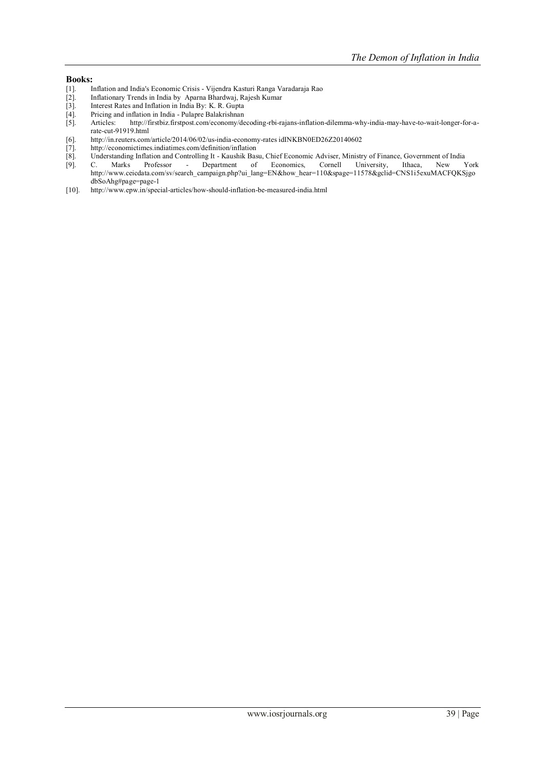**Books:**

[1]. Inflation and India's Economic Crisis - Vijendra Kasturi Ranga Varadaraja Rao

[2]. Inflationary Trends in India by Aparna Bhardwaj, Rajesh Kumar

[3]. Interest Rates and Inflation in India By: K. R. Gupta

[4]. Pricing and inflation in India - Pulapre Balakrishnan

[5]. Articles: http://firstbiz.firstpost.com/economy/decoding-rbi-rajans-inflation-dilemma-why-india-may-have-to-wait-longer-for-a-rate-cut-91919.html

[6]. http://in.reuters.com/article/2014/06/02/us-india-economy-rates idINKBN0ED26Z20140602

[7]. http://economictimes.indiatimes.com/definition/inflation

[8]. Understanding Inflation and Controlling It - Kaushik Basu, Chief Economic Adviser, Ministry of Finance, Government of India

[9]. C. Marks Professor - Department of Economics, Cornell University, Ithaca, New York http://www.ceicdata.com/sv/search_campaign.php?ui_lang=EN&how_hear=110&spage=11578&gclid=CNS1i5exuMACFQKSjgodbSoAhg#page=page-1

[10]. http://www.epw.in/special-articles/how-should-inflation-be-measured-india.html